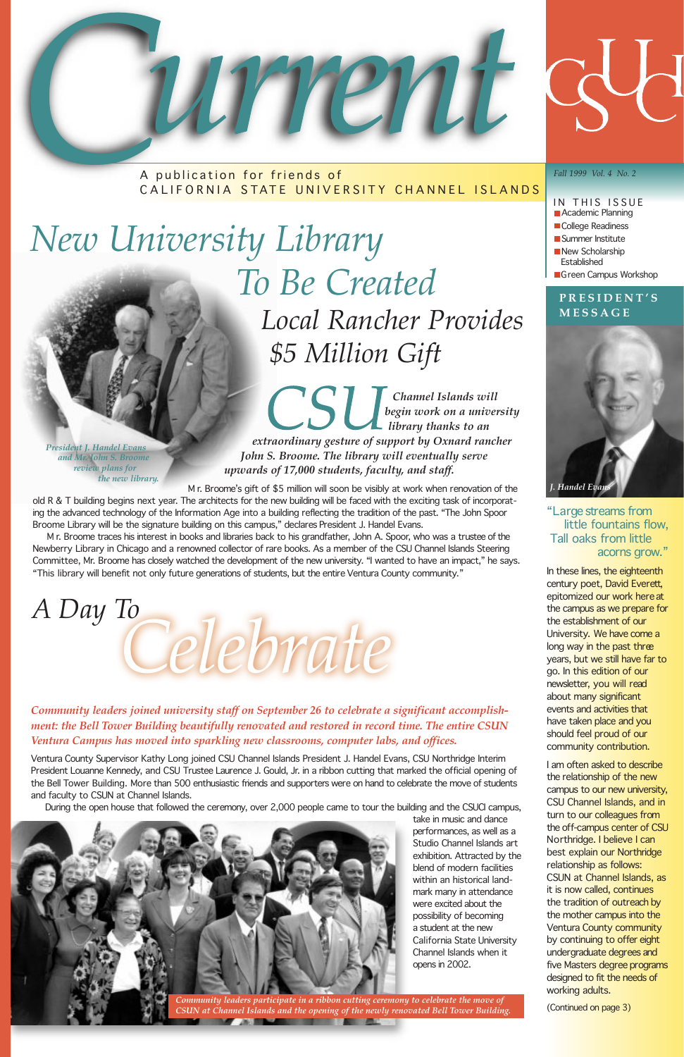# Current

A publication for friends of CALIFORNIA STATE UNIVERSITY CHANNEL ISLANDS

Fall 1999 Vol. 4 No. 2

IN THIS ISSUE
- Academic Planning
- College Readiness
- Summer Institute
- New Scholarship Established
- Green Campus Workshop

# New University Library To Be Created

## Local Rancher Provides $5 Million Gift

*CSU Channel Islands will begin work on a university library thanks to an extraordinary gesture of support by Oxnard rancher John S. Broome. The library will eventually serve upwards of 17,000 students, faculty, and staff.*

*President J. Handel Evans and Mr. John S. Broome review plans for the new library.*

Mr. Broome's gift of $5 million will soon be visibly at work when renovation of the old R & T building begins next year. The architects for the new building will be faced with the exciting task of incorporating the advanced technology of the Information Age into a building reflecting the tradition of the past. "The John Spoor Broome Library will be the signature building on this campus," declares President J. Handel Evans.

Mr. Broome traces his interest in books and libraries back to his grandfather, John A. Spoor, who was a trustee of the Newberry Library in Chicago and a renowned collector of rare books. As a member of the CSU Channel Islands Steering Committee, Mr. Broome has closely watched the development of the new university. "I wanted to have an impact," he says. "This library will benefit not only future generations of students, but the entire Ventura County community."

# A Day To Celebrate

***Community leaders joined university staff on September 26 to celebrate a significant accomplishment: the Bell Tower Building beautifully renovated and restored in record time. The entire CSUN Ventura Campus has moved into sparkling new classrooms, computer labs, and offices.***

Ventura County Supervisor Kathy Long joined CSU Channel Islands President J. Handel Evans, CSU Northridge Interim President Louanne Kennedy, and CSU Trustee Laurence J. Gould, Jr. in a ribbon cutting that marked the official opening of the Bell Tower Building. More than 500 enthusiastic friends and supporters were on hand to celebrate the move of students and faculty to CSUN at Channel Islands.

During the open house that followed the ceremony, over 2,000 people came to tour the building and the CSUCI campus, take in music and dance performances, as well as a Studio Channel Islands art exhibition. Attracted by the blend of modern facilities within an historical landmark many in attendance were excited about the possibility of becoming a student at the new California State University Channel Islands when it opens in 2002.

*Community leaders participate in a ribbon cutting ceremony to celebrate the move of CSUN at Channel Islands and the opening of the newly renovated Bell Tower Building.*

## PRESIDENT'S MESSAGE

*J. Handel Evans*

"Large streams from little fountains flow, Tall oaks from little acorns grow."

In these lines, the eighteenth century poet, David Everett, epitomized our work here at the campus as we prepare for the establishment of our University. We have come a long way in the past three years, but we still have far to go. In this edition of our newsletter, you will read about many significant events and activities that have taken place and you should feel proud of our community contribution.

I am often asked to describe the relationship of the new campus to our new university, CSU Channel Islands, and in turn to our colleagues from the off-campus center of CSU Northridge. I believe I can best explain our Northridge relationship as follows: CSUN at Channel Islands, as it is now called, continues the tradition of outreach by the mother campus into the Ventura County community by continuing to offer eight undergraduate degrees and five Masters degree programs designed to fit the needs of working adults.

(Continued on page 3)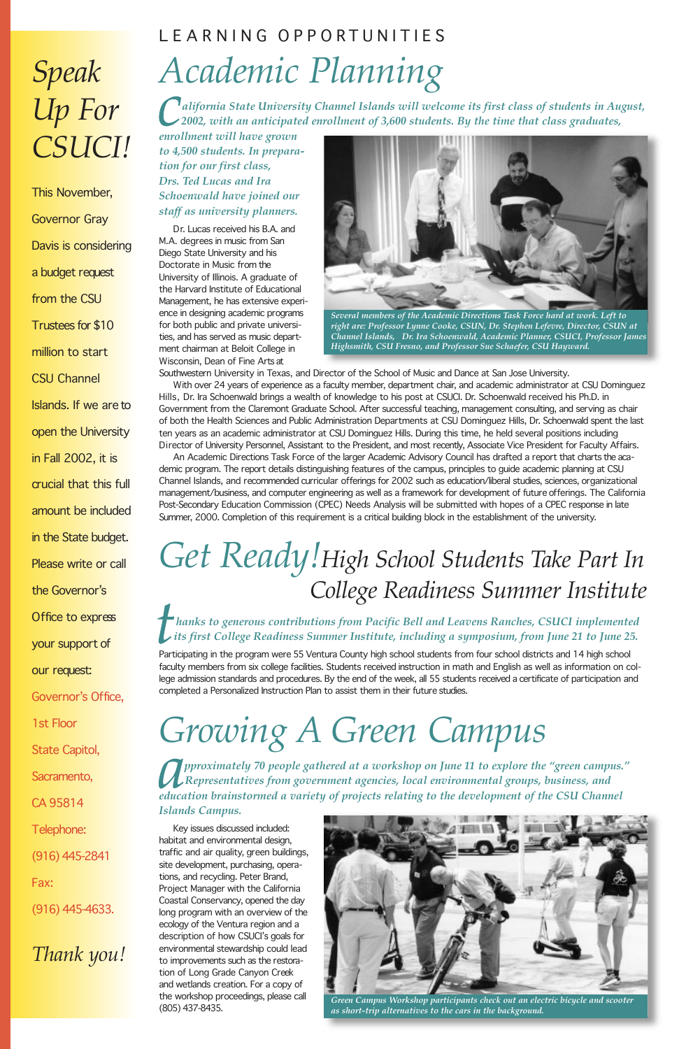# Speak Up For CSUCI!

This November, Governor Gray Davis is considering a budget request from the CSU Trustees for $10 million to start CSU Channel Islands. If we are to open the University in Fall 2002, it is crucial that this full amount be included in the State budget. Please write or call the Governor's Office to express your support of our request:

Governor's Office,
1st Floor
State Capitol,
Sacramento,
CA 95814
Telephone:
(916) 445-2841
Fax:
(916) 445-4633.

*Thank you!*

LEARNING OPPORTUNITIES

# Academic Planning

*California State University Channel Islands will welcome its first class of students in August, 2002, with an anticipated enrollment of 3,600 students. By the time that class graduates, enrollment will have grown to 4,500 students. In preparation for our first class, Drs. Ted Lucas and Ira Schoenwald have joined our staff as university planners.*

Dr. Lucas received his B.A. and M.A. degrees in music from San Diego State University and his Doctorate in Music from the University of Illinois. A graduate of the Harvard Institute of Educational Management, he has extensive experience in designing academic programs for both public and private universities, and has served as music department chairman at Beloit College in Wisconsin, Dean of Fine Arts at Southwestern University in Texas, and Director of the School of Music and Dance at San Jose University.

*Several members of the Academic Directions Task Force hard at work. Left to right are: Professor Lynne Cooke, CSUN, Dr. Stephen Lefevre, Director, CSUN at Channel Islands, Dr. Ira Schoenwald, Academic Planner, CSUCI, Professor James Highsmith, CSU Fresno, and Professor Sue Schaefer, CSU Hayward.*

With over 24 years of experience as a faculty member, department chair, and academic administrator at CSU Dominguez Hills, Dr. Ira Schoenwald brings a wealth of knowledge to his post at CSUCI. Dr. Schoenwald received his Ph.D. in Government from the Claremont Graduate School. After successful teaching, management consulting, and serving as chair of both the Health Sciences and Public Administration Departments at CSU Dominguez Hills, Dr. Schoenwald spent the last ten years as an academic administrator at CSU Dominguez Hills. During this time, he held several positions including Director of University Personnel, Assistant to the President, and most recently, Associate Vice President for Faculty Affairs.

An Academic Directions Task Force of the larger Academic Advisory Council has drafted a report that charts the academic program. The report details distinguishing features of the campus, principles to guide academic planning at CSU Channel Islands, and recommended curricular offerings for 2002 such as education/liberal studies, sciences, organizational management/business, and computer engineering as well as a framework for development of future offerings. The California Post-Secondary Education Commission (CPEC) Needs Analysis will be submitted with hopes of a CPEC response in late Summer, 2000. Completion of this requirement is a critical building block in the establishment of the university.

# Get Ready! High School Students Take Part In College Readiness Summer Institute

*Thanks to generous contributions from Pacific Bell and Leavens Ranches, CSUCI implemented its first College Readiness Summer Institute, including a symposium, from June 21 to June 25.*

Participating in the program were 55 Ventura County high school students from four school districts and 14 high school faculty members from six college facilities. Students received instruction in math and English as well as information on college admission standards and procedures. By the end of the week, all 55 students received a certificate of participation and completed a Personalized Instruction Plan to assist them in their future studies.

# Growing A Green Campus

*Approximately 70 people gathered at a workshop on June 11 to explore the "green campus." Representatives from government agencies, local environmental groups, business, and education brainstormed a variety of projects relating to the development of the CSU Channel Islands Campus.*

Key issues discussed included: habitat and environmental design, traffic and air quality, green buildings, site development, purchasing, operations, and recycling. Peter Brand, Project Manager with the California Coastal Conservancy, opened the day long program with an overview of the ecology of the Ventura region and a description of how CSUCI's goals for environmental stewardship could lead to improvements such as the restoration of Long Grade Canyon Creek and wetlands creation. For a copy of the workshop proceedings, please call (805) 437-8435.

*Green Campus Workshop participants check out an electric bicycle and scooter as short-trip alternatives to the cars in the background.*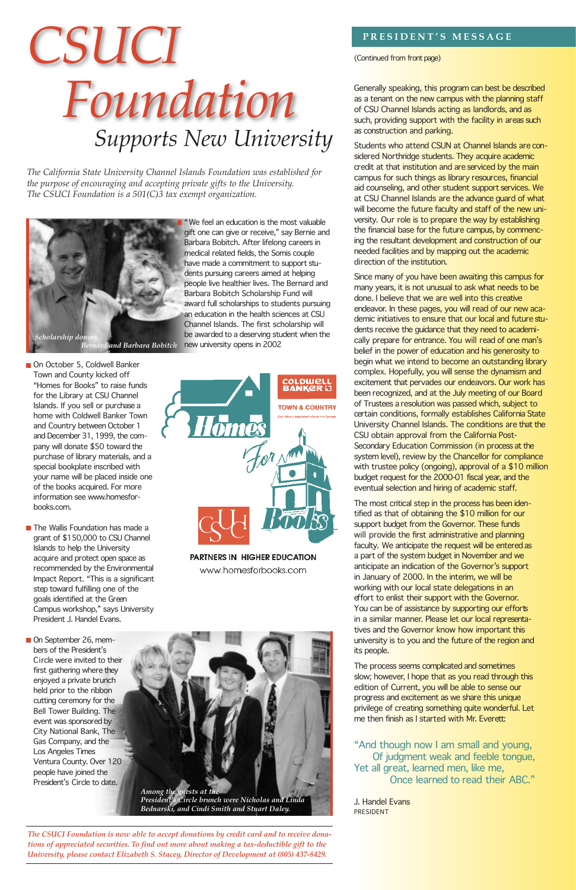# CSUCI Foundation

## *Supports New University*

*The California State University Channel Islands Foundation was established for the purpose of encouraging and accepting private gifts to the University. The CSUCI Foundation is a 501(C)3 tax exempt organization.*

*Scholarship donors Bernard and Barbara Bobitch*

- "We feel an education is the most valuable gift one can give or receive," say Bernie and Barbara Bobitch. After lifelong careers in medical related fields, the Somis couple have made a commitment to support students pursuing careers aimed at helping people live healthier lives. The Bernard and Barbara Bobitch Scholarship Fund will award full scholarships to students pursuing an education in the health sciences at CSU Channel Islands. The first scholarship will be awarded to a deserving student when the new university opens in 2002

- On October 5, Coldwell Banker Town and County kicked off "Homes for Books" to raise funds for the Library at CSU Channel Islands. If you sell or purchase a home with Coldwell Banker Town and Country between October 1 and December 31, 1999, the company will donate $50 toward the purchase of library materials, and a special bookplate inscribed with your name will be placed inside one of the books acquired. For more information see www.homesforbooks.com.

Homes For Books — Coldwell Banker Town & Country

PARTNERS IN HIGHER EDUCATION

www.homesforbooks.com

- The Wallis Foundation has made a grant of $150,000 to CSU Channel Islands to help the University acquire and protect open space as recommended by the Environmental Impact Report. "This is a significant step toward fulfilling one of the goals identified at the Green Campus workshop," says University President J. Handel Evans.

- On September 26, members of the President's Circle were invited to their first gathering where they enjoyed a private brunch held prior to the ribbon cutting ceremony for the Bell Tower Building. The event was sponsored by City National Bank, The Gas Company, and the Los Angeles Times Ventura County. Over 120 people have joined the President's Circle to date.

*Among the guests at the President's Circle brunch were Nicholas and Linda Bednarski, and Cindi Smith and Stuart Daley.*

*The CSUCI Foundation is now able to accept donations by credit card and to receive donations of appreciated securities. To find out more about making a tax-deductible gift to the University, please contact Elizabeth S. Stacey, Director of Development at (805) 437-8429.*

## PRESIDENT'S MESSAGE

(Continued from front page)

Generally speaking, this program can best be described as a tenant on the new campus with the planning staff of CSU Channel Islands acting as landlords, and as such, providing support with the facility in areas such as construction and parking.

Students who attend CSUN at Channel Islands are considered Northridge students. They acquire academic credit at that institution and are serviced by the main campus for such things as library resources, financial aid counseling, and other student support services. We at CSU Channel Islands are the advance guard of what will become the future faculty and staff of the new university. Our role is to prepare the way by establishing the financial base for the future campus, by commencing the resultant development and construction of our needed facilities and by mapping out the academic direction of the institution.

Since many of you have been awaiting this campus for many years, it is not unusual to ask what needs to be done. I believe that we are well into this creative endeavor. In these pages, you will read of our new academic initiatives to ensure that our local and future students receive the guidance that they need to academically prepare for entrance. You will read of one man's belief in the power of education and his generosity to begin what we intend to become an outstanding library complex. Hopefully, you will sense the dynamism and excitement that pervades our endeavors. Our work has been recognized, and at the July meeting of our Board of Trustees a resolution was passed which, subject to certain conditions, formally establishes California State University Channel Islands. The conditions are that the CSU obtain approval from the California Post-Secondary Education Commission (in process at the system level), review by the Chancellor for compliance with trustee policy (ongoing), approval of a $10 million budget request for the 2000-01 fiscal year, and the eventual selection and hiring of academic staff.

The most critical step in the process has been identified as that of obtaining the $10 million for our support budget from the Governor. These funds will provide the first administrative and planning faculty. We anticipate the request will be entered as a part of the system budget in November and we anticipate an indication of the Governor's support in January of 2000. In the interim, we will be working with our local state delegations in an effort to enlist their support with the Governor. You can be of assistance by supporting our efforts in a similar manner. Please let our local representatives and the Governor know how important this university is to you and the future of the region and its people.

The process seems complicated and sometimes slow; however, I hope that as you read through this edition of Current, you will be able to sense our progress and excitement as we share this unique privilege of creating something quite wonderful. Let me then finish as I started with Mr. Everett:

> "And though now I am small and young,
> Of judgment weak and feeble tongue,
> Yet all great, learned men, like me,
> Once learned to read their ABC."

J. Handel Evans
PRESIDENT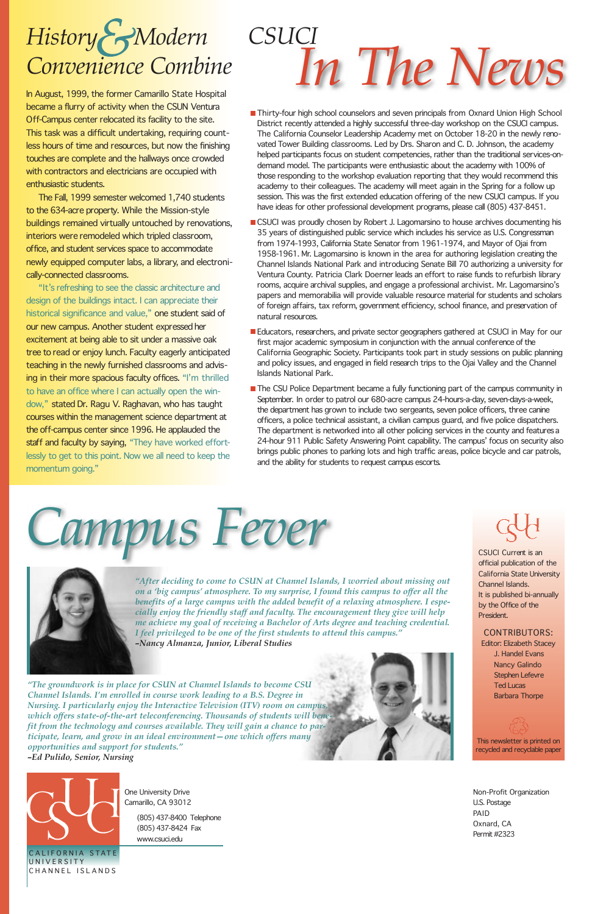# History & Modern Convenience Combine

In August, 1999, the former Camarillo State Hospital became a flurry of activity when the CSUN Ventura Off-Campus center relocated its facility to the site. This task was a difficult undertaking, requiring countless hours of time and resources, but now the finishing touches are complete and the hallways once crowded with contractors and electricians are occupied with enthusiastic students.

The Fall, 1999 semester welcomed 1,740 students to the 634-acre property. While the Mission-style buildings remained virtually untouched by renovations, interiors were remodeled which tripled classroom, office, and student services space to accommodate newly equipped computer labs, a library, and electronically-connected classrooms.

"It's refreshing to see the classic architecture and design of the buildings intact. I can appreciate their historical significance and value," one student said of our new campus. Another student expressed her excitement at being able to sit under a massive oak tree to read or enjoy lunch. Faculty eagerly anticipated teaching in the newly furnished classrooms and advising in their more spacious faculty offices. "I'm thrilled to have an office where I can actually open the window," stated Dr. Ragu V. Raghavan, who has taught courses within the management science department at the off-campus center since 1996. He applauded the staff and faculty by saying, "They have worked effortlessly to get to this point. Now we all need to keep the momentum going."

# CSUCI In The News

- Thirty-four high school counselors and seven principals from Oxnard Union High School District recently attended a highly successful three-day workshop on the CSUCI campus. The California Counselor Leadership Academy met on October 18-20 in the newly renovated Tower Building classrooms. Led by Drs. Sharon and C. D. Johnson, the academy helped participants focus on student competencies, rather than the traditional services-on-demand model. The participants were enthusiastic about the academy with 100% of those responding to the workshop evaluation reporting that they would recommend this academy to their colleagues. The academy will meet again in the Spring for a follow up session. This was the first extended education offering of the new CSUCI campus. If you have ideas for other professional development programs, please call (805) 437-8451.
- CSUCI was proudly chosen by Robert J. Lagomarsino to house archives documenting his 35 years of distinguished public service which includes his service as U.S. Congressman from 1974-1993, California State Senator from 1961-1974, and Mayor of Ojai from 1958-1961. Mr. Lagomarsino is known in the area for authoring legislation creating the Channel Islands National Park and introducing Senate Bill 70 authorizing a university for Ventura County. Patricia Clark Doerner leads an effort to raise funds to refurbish library rooms, acquire archival supplies, and engage a professional archivist. Mr. Lagomarsino's papers and memorabilia will provide valuable resource material for students and scholars of foreign affairs, tax reform, government efficiency, school finance, and preservation of natural resources.
- Educators, researchers, and private sector geographers gathered at CSUCI in May for our first major academic symposium in conjunction with the annual conference of the California Geographic Society. Participants took part in study sessions on public planning and policy issues, and engaged in field research trips to the Ojai Valley and the Channel Islands National Park.
- The CSU Police Department became a fully functioning part of the campus community in September. In order to patrol our 680-acre campus 24-hours-a-day, seven-days-a-week, the department has grown to include two sergeants, seven police officers, three canine officers, a police technical assistant, a civilian campus guard, and five police dispatchers. The department is networked into all other policing services in the county and features a 24-hour 911 Public Safety Answering Point capability. The campus' focus on security also brings public phones to parking lots and high traffic areas, police bicycle and car patrols, and the ability for students to request campus escorts.

# Campus Fever

*"After deciding to come to CSUN at Channel Islands, I worried about missing out on a 'big campus' atmosphere. To my surprise, I found this campus to offer all the benefits of a large campus with the added benefit of a relaxing atmosphere. I especially enjoy the friendly staff and faculty. The encouragement they give will help me achieve my goal of receiving a Bachelor of Arts degree and teaching credential. I feel privileged to be one of the first students to attend this campus."*
***–Nancy Almanza, Junior, Liberal Studies***

*"The groundwork is in place for CSUN at Channel Islands to become CSU Channel Islands. I'm enrolled in course work leading to a B.S. Degree in Nursing. I particularly enjoy the Interactive Television (ITV) room on campus, which offers state-of-the-art teleconferencing. Thousands of students will benefit from the technology and courses available. They will gain a chance to participate, learn, and grow in an ideal environment—one which offers many opportunities and support for students."*
***–Ed Pulido, Senior, Nursing***

CSUCI Current is an official publication of the California State University Channel Islands. It is published bi-annually by the Office of the President.

CONTRIBUTORS:
Editor: Elizabeth Stacey
J. Handel Evans
Nancy Galindo
Stephen Lefevre
Ted Lucas
Barbara Thorpe

This newsletter is printed on recycled and recyclable paper

CALIFORNIA STATE UNIVERSITY CHANNEL ISLANDS

One University Drive
Camarillo, CA 93012

(805) 437-8400 Telephone
(805) 437-8424 Fax
www.csuci.edu

Non-Profit Organization
U.S. Postage
PAID
Oxnard, CA
Permit #2323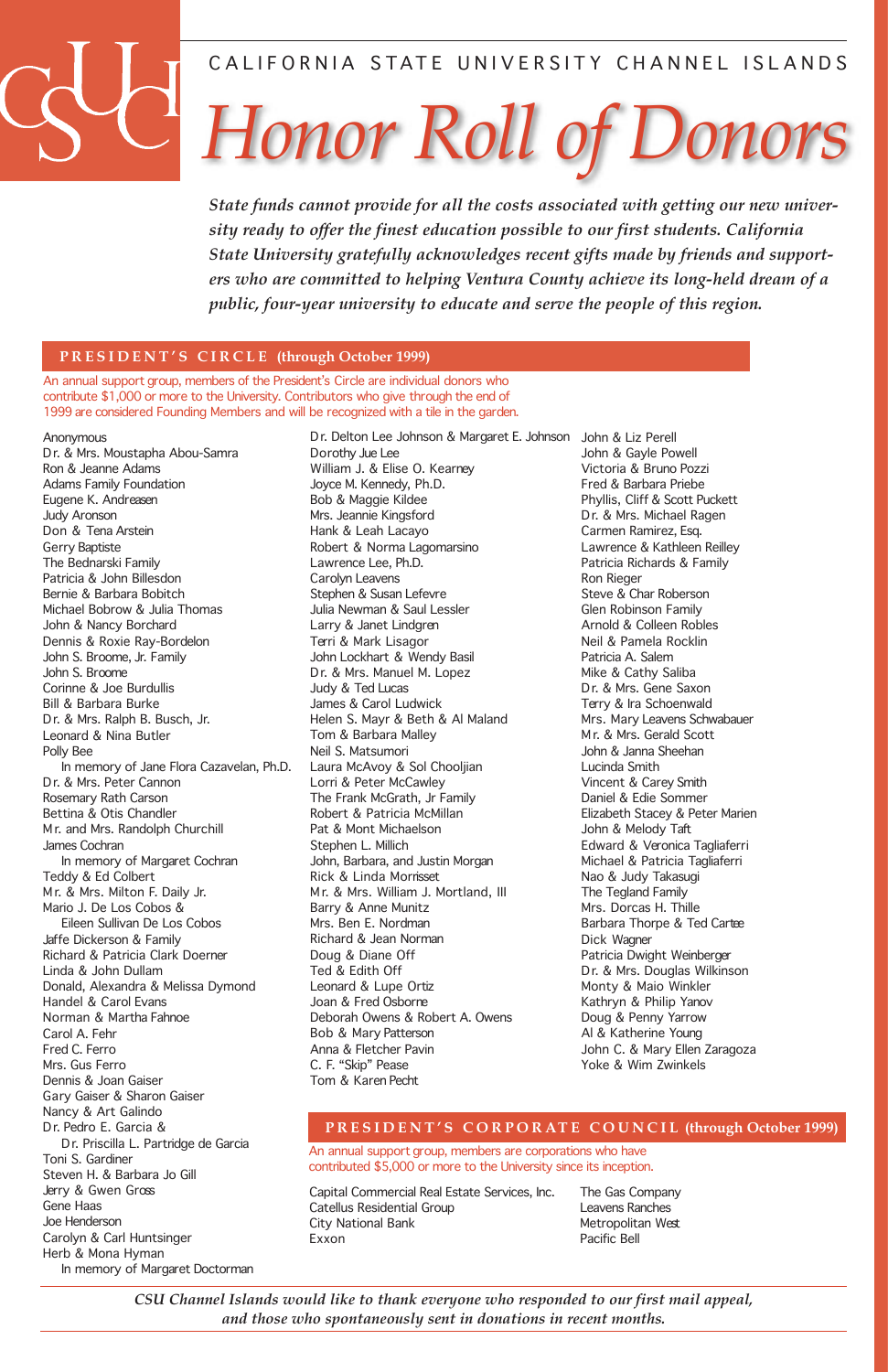CALIFORNIA STATE UNIVERSITY CHANNEL ISLANDS

# *Honor Roll of Donors*

***State funds cannot provide for all the costs associated with getting our new university ready to offer the finest education possible to our first students. California State University gratefully acknowledges recent gifts made by friends and supporters who are committed to helping Ventura County achieve its long-held dream of a public, four-year university to educate and serve the people of this region.***

## PRESIDENT'S CIRCLE (through October 1999)

An annual support group, members of the President's Circle are individual donors who contribute $1,000 or more to the University. Contributors who give through the end of 1999 are considered Founding Members and will be recognized with a tile in the garden.

Anonymous
Dr. & Mrs. Moustapha Abou-Samra
Ron & Jeanne Adams
Adams Family Foundation
Eugene K. Andreasen
Judy Aronson
Don & Tena Arstein
Gerry Baptiste
The Bednarski Family
Patricia & John Billesdon
Bernie & Barbara Bobitch
Michael Bobrow & Julia Thomas
John & Nancy Borchard
Dennis & Roxie Ray-Bordelon
John S. Broome, Jr. Family
John S. Broome
Corinne & Joe Burdullis
Bill & Barbara Burke
Dr. & Mrs. Ralph B. Busch, Jr.
Leonard & Nina Butler
Polly Bee
In memory of Jane Flora Cazavelan, Ph.D.
Dr. & Mrs. Peter Cannon
Rosemary Rath Carson
Bettina & Otis Chandler
Mr. and Mrs. Randolph Churchill
James Cochran
In memory of Margaret Cochran
Teddy & Ed Colbert
Mr. & Mrs. Milton F. Daily Jr.
Mario J. De Los Cobos &
Eileen Sullivan De Los Cobos
Jaffe Dickerson & Family
Richard & Patricia Clark Doerner
Linda & John Dullam
Donald, Alexandra & Melissa Dymond
Handel & Carol Evans
Norman & Martha Fahnoe
Carol A. Fehr
Fred C. Ferro
Mrs. Gus Ferro
Dennis & Joan Gaiser
Gary Gaiser & Sharon Gaiser
Nancy & Art Galindo
Dr. Pedro E. Garcia &
Dr. Priscilla L. Partridge de Garcia
Toni S. Gardiner
Steven H. & Barbara Jo Gill
Jerry & Gwen Gross
Gene Haas
Joe Henderson
Carolyn & Carl Huntsinger
Herb & Mona Hyman
In memory of Margaret Doctorman
Dr. Delton Lee Johnson & Margaret E. Johnson
Dorothy Jue Lee
William J. & Elise O. Kearney
Joyce M. Kennedy, Ph.D.
Bob & Maggie Kildee
Mrs. Jeannie Kingsford
Hank & Leah Lacayo
Robert & Norma Lagomarsino
Lawrence Lee, Ph.D.
Carolyn Leavens
Stephen & Susan Lefevre
Julia Newman & Saul Lessler
Larry & Janet Lindgren
Terri & Mark Lisagor
John Lockhart & Wendy Basil
Dr. & Mrs. Manuel M. Lopez
Judy & Ted Lucas
James & Carol Ludwick
Helen S. Mayr & Beth & Al Maland
Tom & Barbara Malley
Neil S. Matsumori
Laura McAvoy & Sol Chooljian
Lorri & Peter McCawley
The Frank McGrath, Jr Family
Robert & Patricia McMillan
Pat & Mont Michaelson
Stephen L. Millich
John, Barbara, and Justin Morgan
Rick & Linda Morrisset
Mr. & Mrs. William J. Mortland, III
Barry & Anne Munitz
Mrs. Ben E. Nordman
Richard & Jean Norman
Doug & Diane Off
Ted & Edith Off
Leonard & Lupe Ortiz
Joan & Fred Osborne
Deborah Owens & Robert A. Owens
Bob & Mary Patterson
Anna & Fletcher Pavin
C. F. "Skip" Pease
Tom & Karen Pecht
John & Liz Perell
John & Gayle Powell
Victoria & Bruno Pozzi
Fred & Barbara Priebe
Phyllis, Cliff & Scott Puckett
Dr. & Mrs. Michael Ragen
Carmen Ramirez, Esq.
Lawrence & Kathleen Reilley
Patricia Richards & Family
Ron Rieger
Steve & Char Roberson
Glen Robinson Family
Arnold & Colleen Robles
Neil & Pamela Rocklin
Patricia A. Salem
Mike & Cathy Saliba
Dr. & Mrs. Gene Saxon
Terry & Ira Schoenwald
Mrs. Mary Leavens Schwabauer
Mr. & Mrs. Gerald Scott
John & Janna Sheehan
Lucinda Smith
Vincent & Carey Smith
Daniel & Edie Sommer
Elizabeth Stacey & Peter Marien
John & Melody Taft
Edward & Veronica Tagliaferri
Michael & Patricia Tagliaferri
Nao & Judy Takasugi
The Tegland Family
Mrs. Dorcas H. Thille
Barbara Thorpe & Ted Cartee
Dick Wagner
Patricia Dwight Weinberger
Dr. & Mrs. Douglas Wilkinson
Monty & Maio Winkler
Kathryn & Philip Yanov
Doug & Penny Yarrow
Al & Katherine Young
John C. & Mary Ellen Zaragoza
Yoke & Wim Zwinkels

## PRESIDENT'S CORPORATE COUNCIL (through October 1999)

An annual support group, members are corporations who have contributed $5,000 or more to the University since its inception.

Capital Commercial Real Estate Services, Inc.
Catellus Residential Group
City National Bank
Exxon
The Gas Company
Leavens Ranches
Metropolitan West
Pacific Bell

***CSU Channel Islands would like to thank everyone who responded to our first mail appeal, and those who spontaneously sent in donations in recent months.***